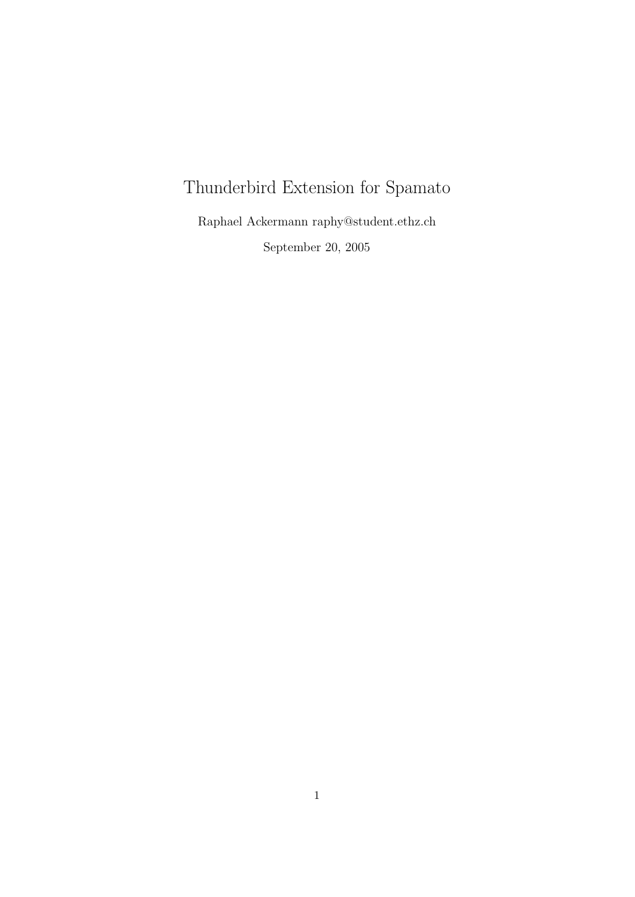# Thunderbird Extension for Spamato

Raphael Ackermann raphy@student.ethz.ch

September 20, 2005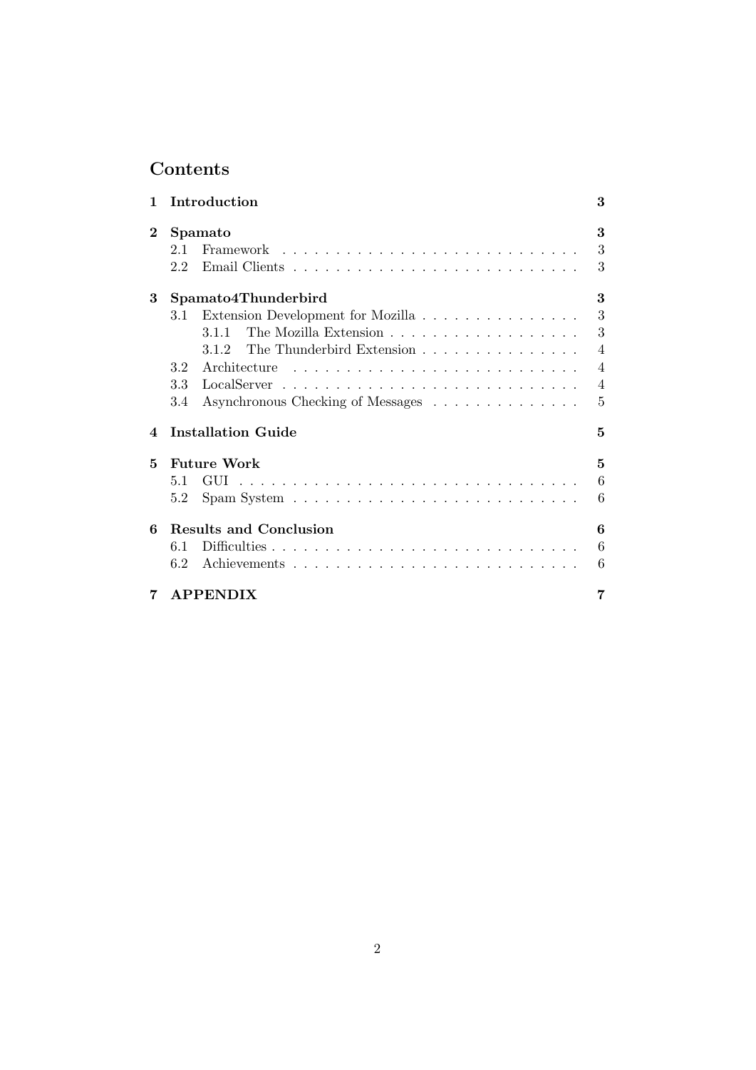# Contents

- **1 Introduction** — 3
- **2 Spamato** — 3
  - 2.1 Framework — 3
  - 2.2 Email Clients — 3
- **3 Spamato4Thunderbird** — 3
  - 3.1 Extension Development for Mozilla — 3
    - 3.1.1 The Mozilla Extension — 3
    - 3.1.2 The Thunderbird Extension — 4
  - 3.2 Architecture — 4
  - 3.3 LocalServer — 4
  - 3.4 Asynchronous Checking of Messages — 5
- **4 Installation Guide** — 5
- **5 Future Work** — 5
  - 5.1 GUI — 6
  - 5.2 Spam System — 6
- **6 Results and Conclusion** — 6
  - 6.1 Difficulties — 6
  - 6.2 Achievements — 6
- **7 APPENDIX** — 7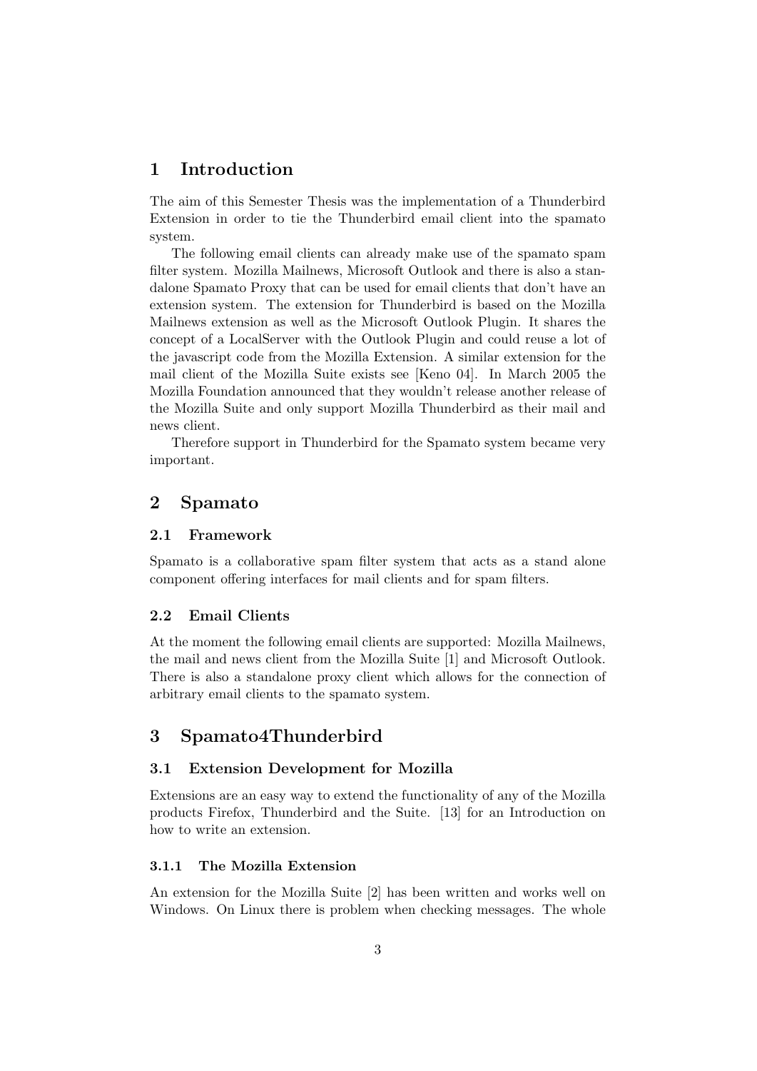# 1 Introduction

The aim of this Semester Thesis was the implementation of a Thunderbird Extension in order to tie the Thunderbird email client into the spamato system.

The following email clients can already make use of the spamato spam filter system. Mozilla Mailnews, Microsoft Outlook and there is also a standalone Spamato Proxy that can be used for email clients that don't have an extension system. The extension for Thunderbird is based on the Mozilla Mailnews extension as well as the Microsoft Outlook Plugin. It shares the concept of a LocalServer with the Outlook Plugin and could reuse a lot of the javascript code from the Mozilla Extension. A similar extension for the mail client of the Mozilla Suite exists see [Keno 04]. In March 2005 the Mozilla Foundation announced that they wouldn't release another release of the Mozilla Suite and only support Mozilla Thunderbird as their mail and news client.

Therefore support in Thunderbird for the Spamato system became very important.

# 2 Spamato

## 2.1 Framework

Spamato is a collaborative spam filter system that acts as a stand alone component offering interfaces for mail clients and for spam filters.

## 2.2 Email Clients

At the moment the following email clients are supported: Mozilla Mailnews, the mail and news client from the Mozilla Suite [1] and Microsoft Outlook. There is also a standalone proxy client which allows for the connection of arbitrary email clients to the spamato system.

# 3 Spamato4Thunderbird

## 3.1 Extension Development for Mozilla

Extensions are an easy way to extend the functionality of any of the Mozilla products Firefox, Thunderbird and the Suite. [13] for an Introduction on how to write an extension.

### 3.1.1 The Mozilla Extension

An extension for the Mozilla Suite [2] has been written and works well on Windows. On Linux there is problem when checking messages. The whole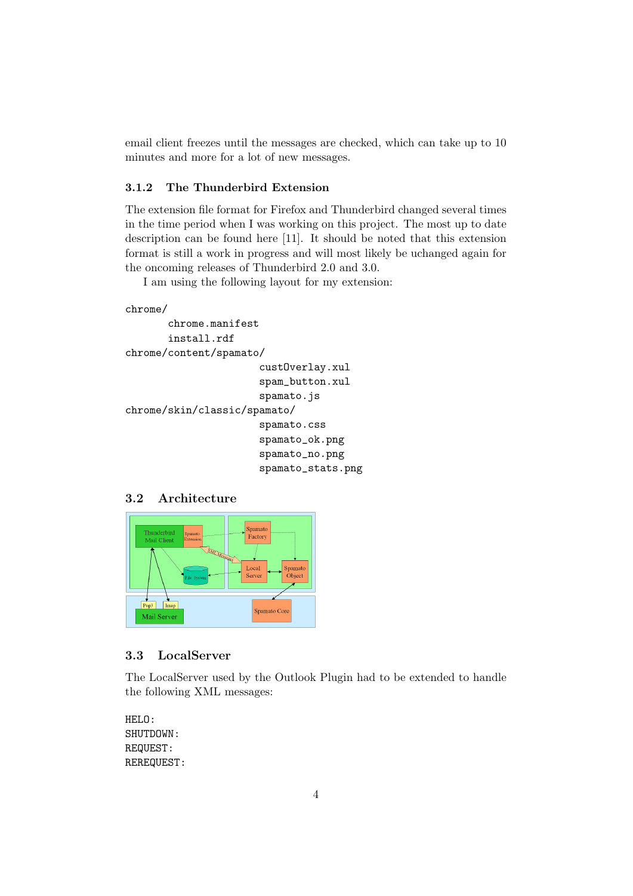email client freezes until the messages are checked, which can take up to 10 minutes and more for a lot of new messages.

### 3.1.2 The Thunderbird Extension

The extension file format for Firefox and Thunderbird changed several times in the time period when I was working on this project. The most up to date description can be found here [11]. It should be noted that this extension format is still a work in progress and will most likely be uchanged again for the oncoming releases of Thunderbird 2.0 and 3.0.

I am using the following layout for my extension:

```
chrome/
        chrome.manifest
        install.rdf
chrome/content/spamato/
                         custOverlay.xul
                         spam_button.xul
                         spamato.js
chrome/skin/classic/spamato/
                         spamato.css
                         spamato_ok.png
                         spamato_no.png
                         spamato_stats.png
```

## 3.2 Architecture

## 3.3 LocalServer

The LocalServer used by the Outlook Plugin had to be extended to handle the following XML messages:

```
HELO:
SHUTDOWN:
REQUEST:
REREQUEST:
```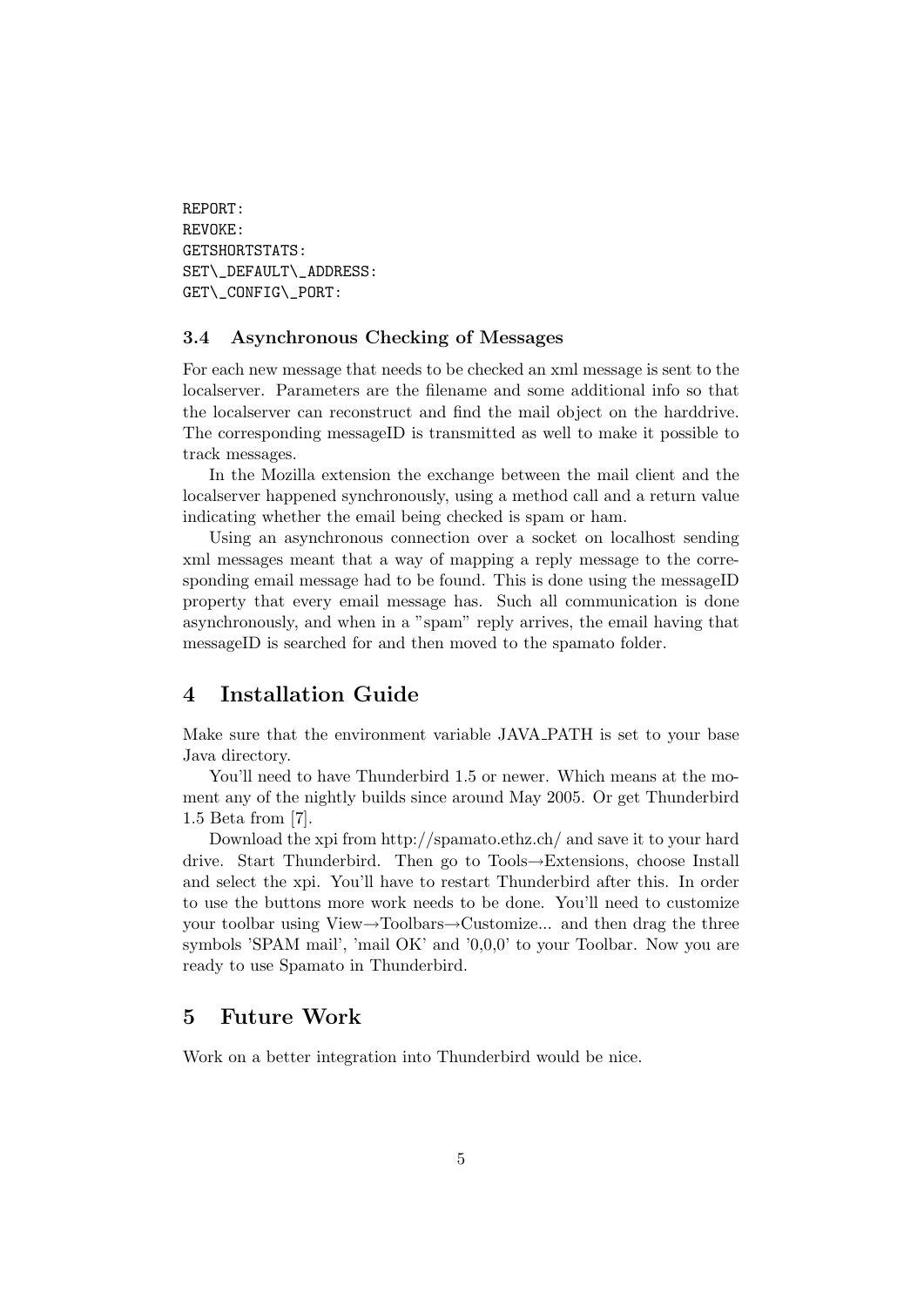```
REPORT:
REVOKE:
GETSHORTSTATS:
SET\_DEFAULT\_ADDRESS:
GET\_CONFIG\_PORT:
```

### 3.4 Asynchronous Checking of Messages

For each new message that needs to be checked an xml message is sent to the localserver. Parameters are the filename and some additional info so that the localserver can reconstruct and find the mail object on the harddrive. The corresponding messageID is transmitted as well to make it possible to track messages.

In the Mozilla extension the exchange between the mail client and the localserver happened synchronously, using a method call and a return value indicating whether the email being checked is spam or ham.

Using an asynchronous connection over a socket on localhost sending xml messages meant that a way of mapping a reply message to the corresponding email message had to be found. This is done using the messageID property that every email message has. Such all communication is done asynchronously, and when in a "spam" reply arrives, the email having that messageID is searched for and then moved to the spamato folder.

## 4 Installation Guide

Make sure that the environment variable JAVA_PATH is set to your base Java directory.

You'll need to have Thunderbird 1.5 or newer. Which means at the moment any of the nightly builds since around May 2005. Or get Thunderbird 1.5 Beta from [7].

Download the xpi from http://spamato.ethz.ch/ and save it to your hard drive. Start Thunderbird. Then go to Tools→Extensions, choose Install and select the xpi. You'll have to restart Thunderbird after this. In order to use the buttons more work needs to be done. You'll need to customize your toolbar using View→Toolbars→Customize... and then drag the three symbols 'SPAM mail', 'mail OK' and '0,0,0' to your Toolbar. Now you are ready to use Spamato in Thunderbird.

## 5 Future Work

Work on a better integration into Thunderbird would be nice.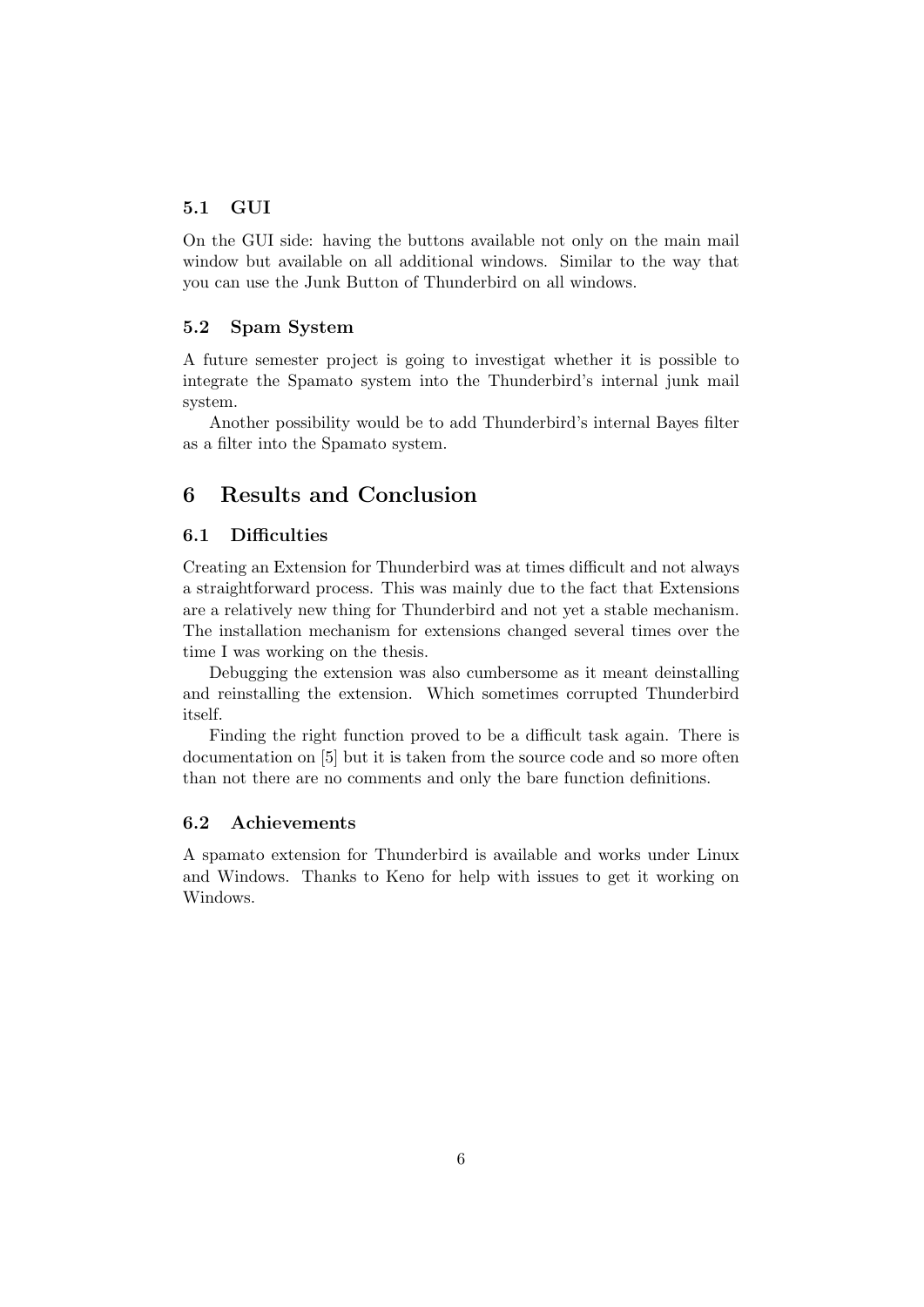### 5.1 GUI

On the GUI side: having the buttons available not only on the main mail window but available on all additional windows. Similar to the way that you can use the Junk Button of Thunderbird on all windows.

### 5.2 Spam System

A future semester project is going to investigat whether it is possible to integrate the Spamato system into the Thunderbird's internal junk mail system.

Another possibility would be to add Thunderbird's internal Bayes filter as a filter into the Spamato system.

## 6 Results and Conclusion

### 6.1 Difficulties

Creating an Extension for Thunderbird was at times difficult and not always a straightforward process. This was mainly due to the fact that Extensions are a relatively new thing for Thunderbird and not yet a stable mechanism. The installation mechanism for extensions changed several times over the time I was working on the thesis.

Debugging the extension was also cumbersome as it meant deinstalling and reinstalling the extension. Which sometimes corrupted Thunderbird itself.

Finding the right function proved to be a difficult task again. There is documentation on [5] but it is taken from the source code and so more often than not there are no comments and only the bare function definitions.

### 6.2 Achievements

A spamato extension for Thunderbird is available and works under Linux and Windows. Thanks to Keno for help with issues to get it working on Windows.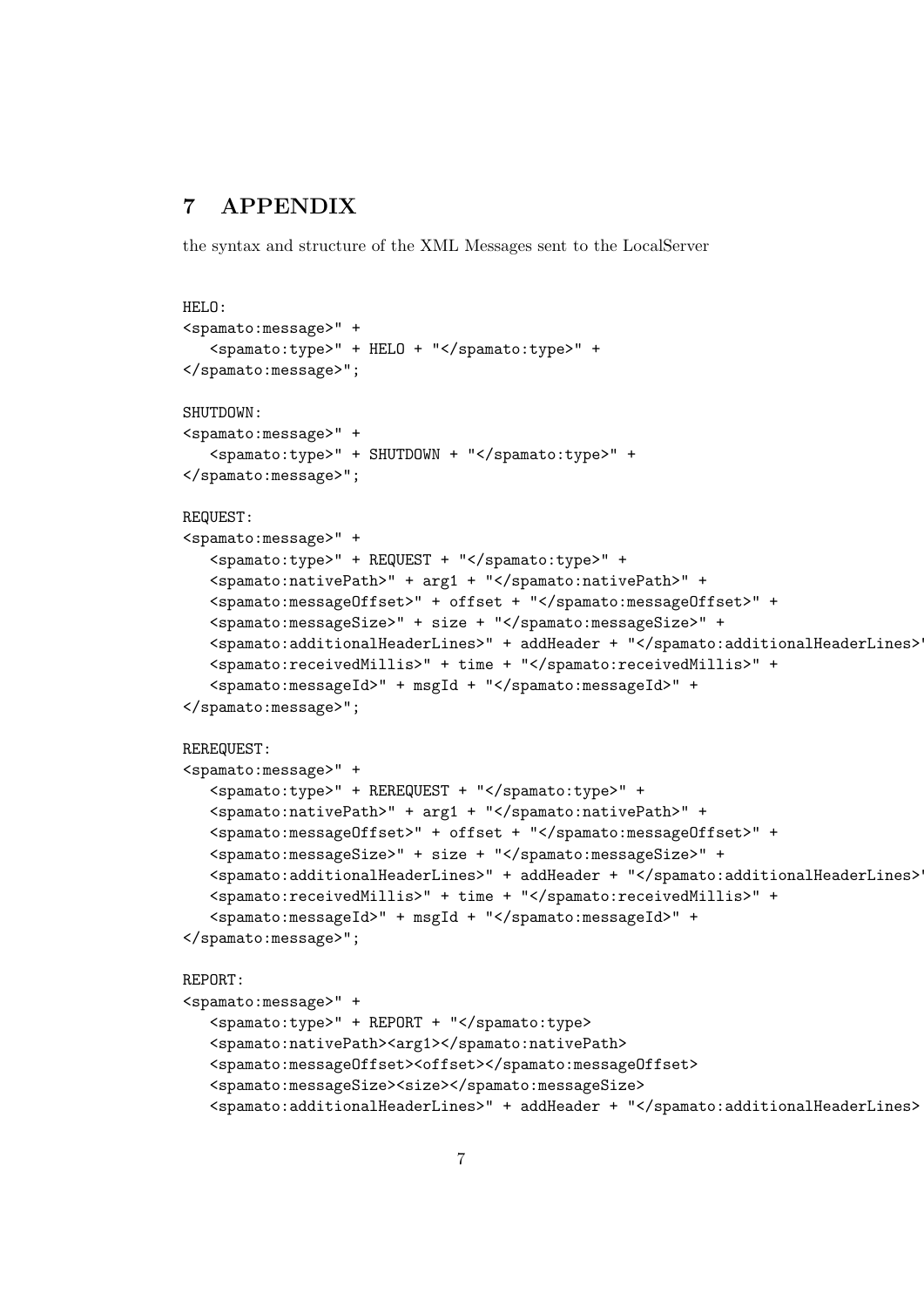# 7 APPENDIX

the syntax and structure of the XML Messages sent to the LocalServer

```
HELO:
<spamato:message>" +
   <spamato:type>" + HELO + "</spamato:type>" +
</spamato:message>";

SHUTDOWN:
<spamato:message>" +
   <spamato:type>" + SHUTDOWN + "</spamato:type>" +
</spamato:message>";

REQUEST:
<spamato:message>" +
   <spamato:type>" + REQUEST + "</spamato:type>" +
   <spamato:nativePath>" + arg1 + "</spamato:nativePath>" +
   <spamato:messageOffset>" + offset + "</spamato:messageOffset>" +
   <spamato:messageSize>" + size + "</spamato:messageSize>" +
   <spamato:additionalHeaderLines>" + addHeader + "</spamato:additionalHeaderLines>"
   <spamato:receivedMillis>" + time + "</spamato:receivedMillis>" +
   <spamato:messageId>" + msgId + "</spamato:messageId>" +
</spamato:message>";

REREQUEST:
<spamato:message>" +
   <spamato:type>" + REREQUEST + "</spamato:type>" +
   <spamato:nativePath>" + arg1 + "</spamato:nativePath>" +
   <spamato:messageOffset>" + offset + "</spamato:messageOffset>" +
   <spamato:messageSize>" + size + "</spamato:messageSize>" +
   <spamato:additionalHeaderLines>" + addHeader + "</spamato:additionalHeaderLines>"
   <spamato:receivedMillis>" + time + "</spamato:receivedMillis>" +
   <spamato:messageId>" + msgId + "</spamato:messageId>" +
</spamato:message>";

REPORT:
<spamato:message>" +
   <spamato:type>" + REPORT + "</spamato:type>
   <spamato:nativePath><arg1></spamato:nativePath>
   <spamato:messageOffset><offset></spamato:messageOffset>
   <spamato:messageSize><size></spamato:messageSize>
   <spamato:additionalHeaderLines>" + addHeader + "</spamato:additionalHeaderLines>
```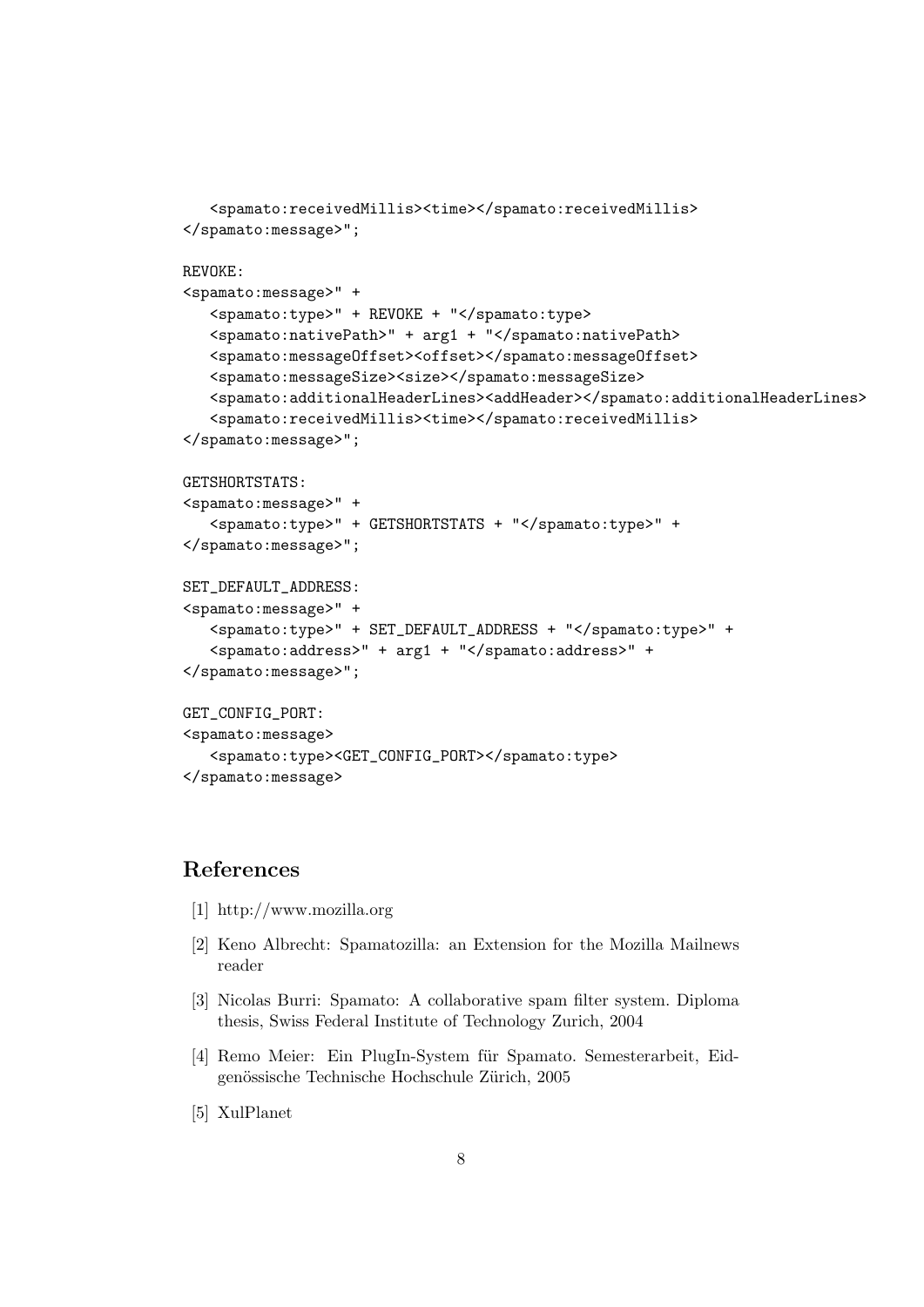```
   <spamato:receivedMillis><time></spamato:receivedMillis>
</spamato:message>";

REVOKE:
<spamato:message>" +
   <spamato:type>" + REVOKE + "</spamato:type>
   <spamato:nativePath>" + arg1 + "</spamato:nativePath>
   <spamato:messageOffset><offset></spamato:messageOffset>
   <spamato:messageSize><size></spamato:messageSize>
   <spamato:additionalHeaderLines><addHeader></spamato:additionalHeaderLines>
   <spamato:receivedMillis><time></spamato:receivedMillis>
</spamato:message>";

GETSHORTSTATS:
<spamato:message>" +
   <spamato:type>" + GETSHORTSTATS + "</spamato:type>" +
</spamato:message>";

SET_DEFAULT_ADDRESS:
<spamato:message>" +
   <spamato:type>" + SET_DEFAULT_ADDRESS + "</spamato:type>" +
   <spamato:address>" + arg1 + "</spamato:address>" +
</spamato:message>";

GET_CONFIG_PORT:
<spamato:message>
   <spamato:type><GET_CONFIG_PORT></spamato:type>
</spamato:message>
```

## References

[1] http://www.mozilla.org

[2] Keno Albrecht: Spamatozilla: an Extension for the Mozilla Mailnews reader

[3] Nicolas Burri: Spamato: A collaborative spam filter system. Diploma thesis, Swiss Federal Institute of Technology Zurich, 2004

[4] Remo Meier: Ein PlugIn-System für Spamato. Semesterarbeit, Eidgenössische Technische Hochschule Zürich, 2005

[5] XulPlanet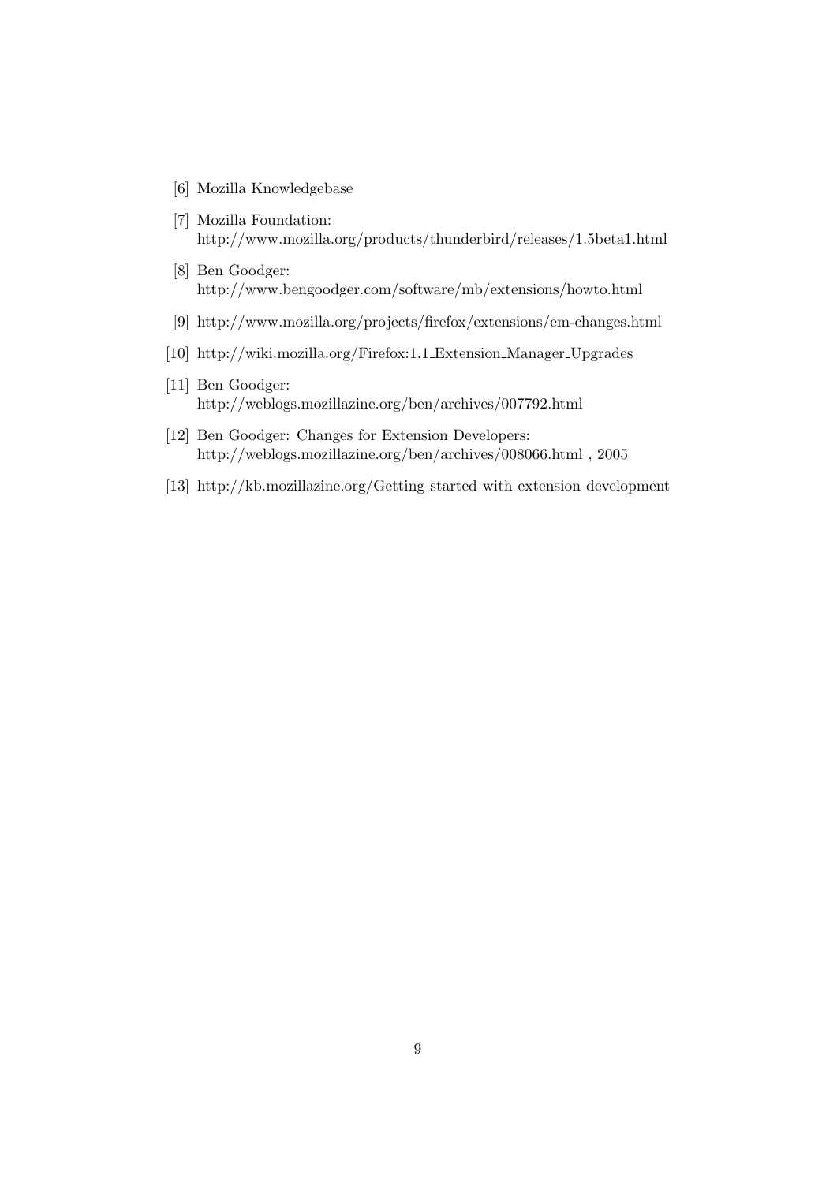[6] Mozilla Knowledgebase

[7] Mozilla Foundation:
http://www.mozilla.org/products/thunderbird/releases/1.5beta1.html

[8] Ben Goodger:
http://www.bengoodger.com/software/mb/extensions/howto.html

[9] http://www.mozilla.org/projects/firefox/extensions/em-changes.html

[10] http://wiki.mozilla.org/Firefox:1.1_Extension_Manager_Upgrades

[11] Ben Goodger:
http://weblogs.mozillazine.org/ben/archives/007792.html

[12] Ben Goodger: Changes for Extension Developers:
http://weblogs.mozillazine.org/ben/archives/008066.html , 2005

[13] http://kb.mozillazine.org/Getting_started_with_extension_development